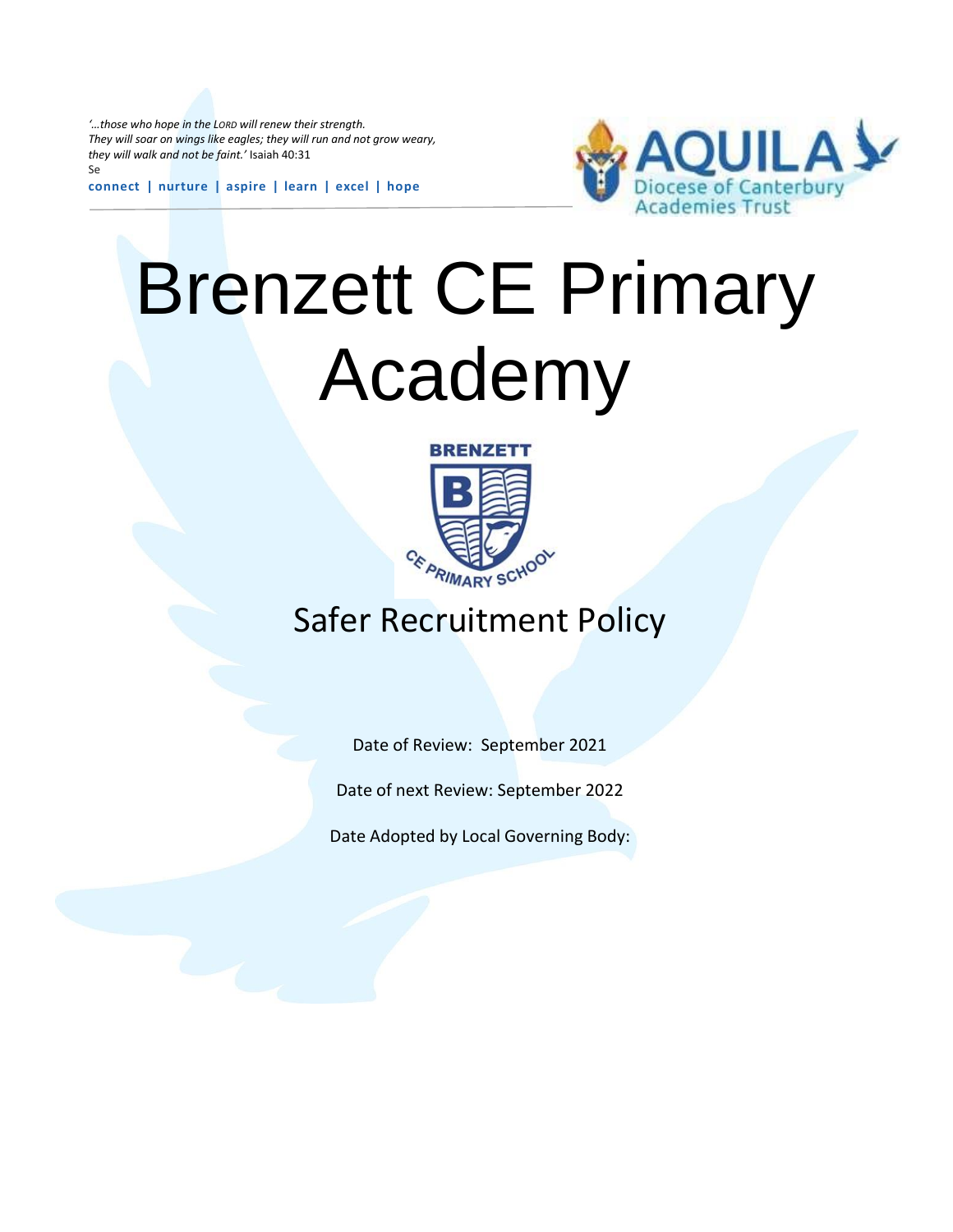*'…those who hope in the LORD will renew their strength.*
*They will soar on wings like eagles; they will run and not grow weary,*
*they will walk and not be faint.'* Isaiah 40:31
Se

**connect | nurture | aspire | learn | excel | hope**

AQUILA
Diocese of Canterbury Academies Trust

# Brenzett CE Primary Academy

BRENZETT
CE PRIMARY SCHOOL

## Safer Recruitment Policy

Date of Review: September 2021

Date of next Review: September 2022

Date Adopted by Local Governing Body: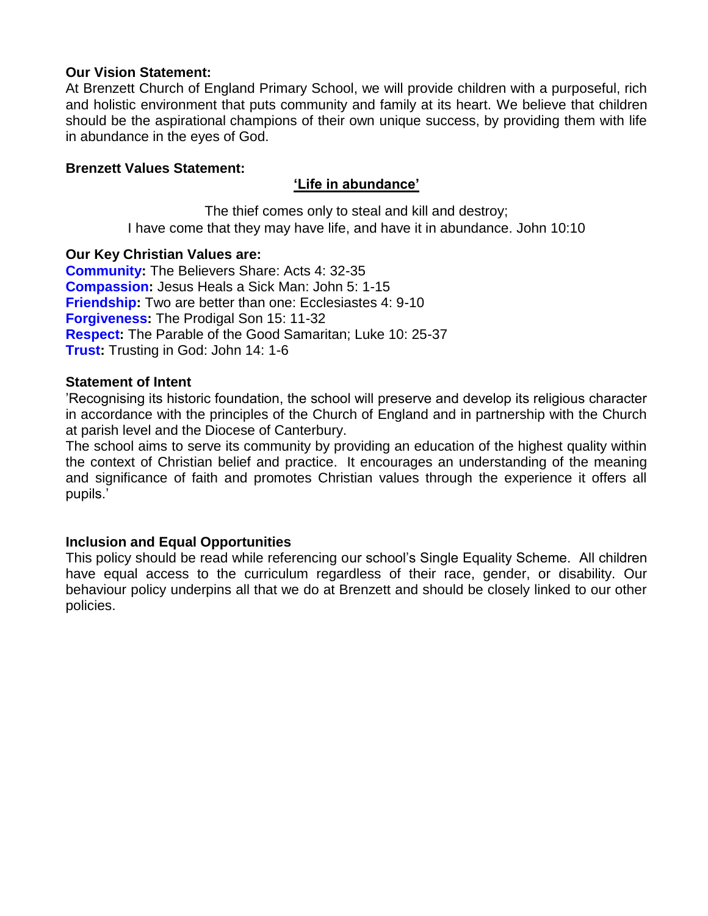**Our Vision Statement:**

At Brenzett Church of England Primary School, we will provide children with a purposeful, rich and holistic environment that puts community and family at its heart. We believe that children should be the aspirational champions of their own unique success, by providing them with life in abundance in the eyes of God.

**Brenzett Values Statement:**

**'Life in abundance'**

The thief comes only to steal and kill and destroy;
I have come that they may have life, and have it in abundance. John 10:10

**Our Key Christian Values are:**

**Community:** The Believers Share: Acts 4: 32-35
**Compassion:** Jesus Heals a Sick Man: John 5: 1-15
**Friendship:** Two are better than one: Ecclesiastes 4: 9-10
**Forgiveness:** The Prodigal Son 15: 11-32
**Respect:** The Parable of the Good Samaritan; Luke 10: 25-37
**Trust:** Trusting in God: John 14: 1-6

**Statement of Intent**

'Recognising its historic foundation, the school will preserve and develop its religious character in accordance with the principles of the Church of England and in partnership with the Church at parish level and the Diocese of Canterbury.
The school aims to serve its community by providing an education of the highest quality within the context of Christian belief and practice. It encourages an understanding of the meaning and significance of faith and promotes Christian values through the experience it offers all pupils.'

**Inclusion and Equal Opportunities**

This policy should be read while referencing our school's Single Equality Scheme. All children have equal access to the curriculum regardless of their race, gender, or disability. Our behaviour policy underpins all that we do at Brenzett and should be closely linked to our other policies.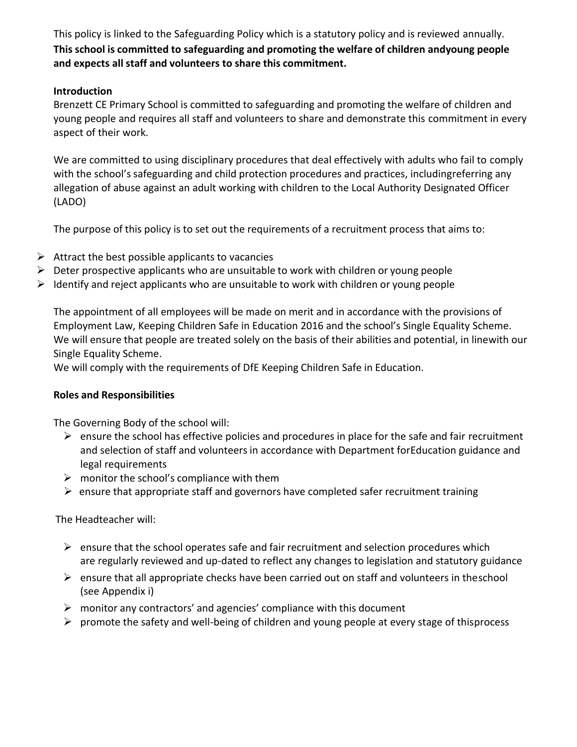This policy is linked to the Safeguarding Policy which is a statutory policy and is reviewed annually.
**This school is committed to safeguarding and promoting the welfare of children andyoung people and expects all staff and volunteers to share this commitment.**

### Introduction

Brenzett CE Primary School is committed to safeguarding and promoting the welfare of children and young people and requires all staff and volunteers to share and demonstrate this commitment in every aspect of their work.

We are committed to using disciplinary procedures that deal effectively with adults who fail to comply with the school's safeguarding and child protection procedures and practices, includingreferring any allegation of abuse against an adult working with children to the Local Authority Designated Officer (LADO)

The purpose of this policy is to set out the requirements of a recruitment process that aims to:

- Attract the best possible applicants to vacancies
- Deter prospective applicants who are unsuitable to work with children or young people
- Identify and reject applicants who are unsuitable to work with children or young people

The appointment of all employees will be made on merit and in accordance with the provisions of Employment Law, Keeping Children Safe in Education 2016 and the school's Single Equality Scheme. We will ensure that people are treated solely on the basis of their abilities and potential, in linewith our Single Equality Scheme.
We will comply with the requirements of DfE Keeping Children Safe in Education.

### Roles and Responsibilities

The Governing Body of the school will:

- ensure the school has effective policies and procedures in place for the safe and fair recruitment and selection of staff and volunteers in accordance with Department forEducation guidance and legal requirements
- monitor the school's compliance with them
- ensure that appropriate staff and governors have completed safer recruitment training

The Headteacher will:

- ensure that the school operates safe and fair recruitment and selection procedures which are regularly reviewed and up-dated to reflect any changes to legislation and statutory guidance
- ensure that all appropriate checks have been carried out on staff and volunteers in theschool (see Appendix i)
- monitor any contractors' and agencies' compliance with this document
- promote the safety and well-being of children and young people at every stage of thisprocess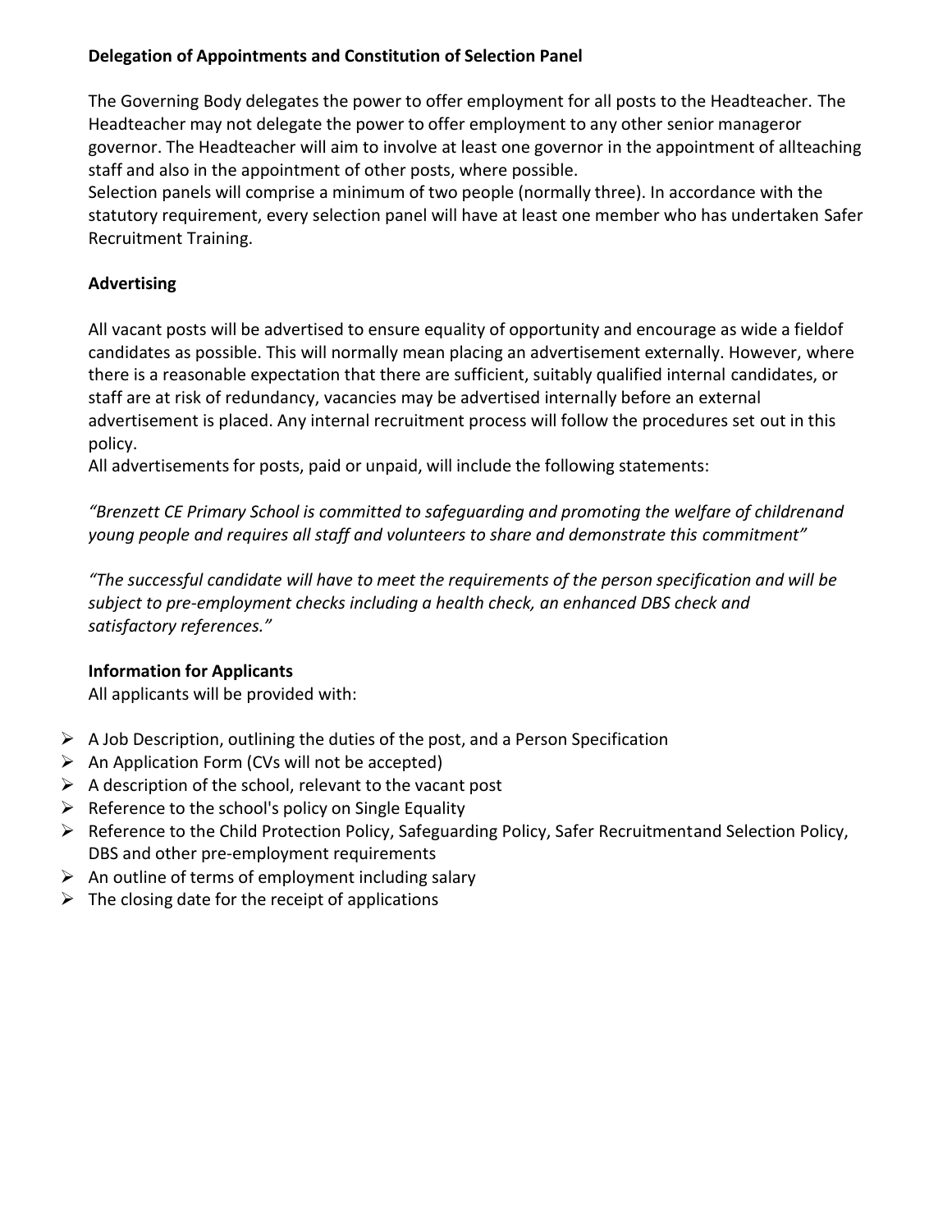**Delegation of Appointments and Constitution of Selection Panel**

The Governing Body delegates the power to offer employment for all posts to the Headteacher. The Headteacher may not delegate the power to offer employment to any other senior manageror governor. The Headteacher will aim to involve at least one governor in the appointment of allteaching staff and also in the appointment of other posts, where possible.
Selection panels will comprise a minimum of two people (normally three). In accordance with the statutory requirement, every selection panel will have at least one member who has undertaken Safer Recruitment Training.

**Advertising**

All vacant posts will be advertised to ensure equality of opportunity and encourage as wide a fieldof candidates as possible. This will normally mean placing an advertisement externally. However, where there is a reasonable expectation that there are sufficient, suitably qualified internal candidates, or staff are at risk of redundancy, vacancies may be advertised internally before an external advertisement is placed. Any internal recruitment process will follow the procedures set out in this policy.
All advertisements for posts, paid or unpaid, will include the following statements:

*"Brenzett CE Primary School is committed to safeguarding and promoting the welfare of childrenand young people and requires all staff and volunteers to share and demonstrate this commitment"*

*"The successful candidate will have to meet the requirements of the person specification and will be subject to pre-employment checks including a health check, an enhanced DBS check and satisfactory references."*

**Information for Applicants**
All applicants will be provided with:

- A Job Description, outlining the duties of the post, and a Person Specification
- An Application Form (CVs will not be accepted)
- A description of the school, relevant to the vacant post
- Reference to the school's policy on Single Equality
- Reference to the Child Protection Policy, Safeguarding Policy, Safer Recruitmentand Selection Policy, DBS and other pre-employment requirements
- An outline of terms of employment including salary
- The closing date for the receipt of applications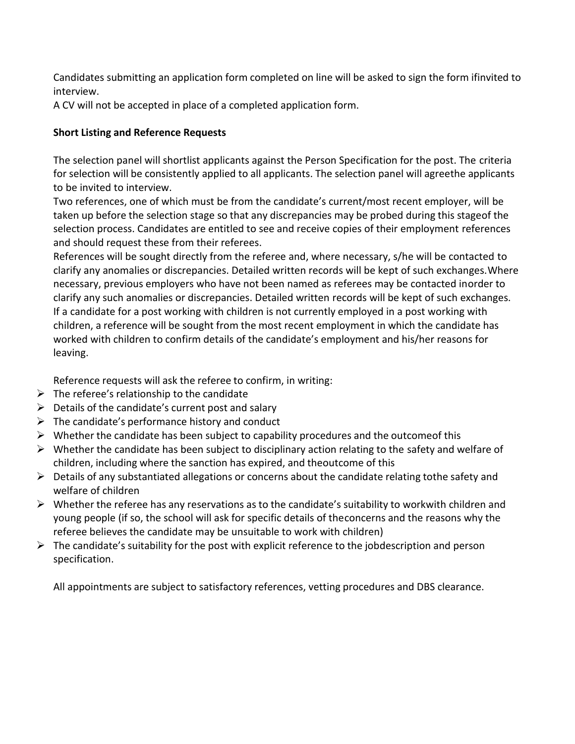Candidates submitting an application form completed on line will be asked to sign the form ifinvited to interview.
A CV will not be accepted in place of a completed application form.

**Short Listing and Reference Requests**

The selection panel will shortlist applicants against the Person Specification for the post. The criteria for selection will be consistently applied to all applicants. The selection panel will agreethe applicants to be invited to interview.
Two references, one of which must be from the candidate's current/most recent employer, will be taken up before the selection stage so that any discrepancies may be probed during this stageof the selection process. Candidates are entitled to see and receive copies of their employment references and should request these from their referees.
References will be sought directly from the referee and, where necessary, s/he will be contacted to clarify any anomalies or discrepancies. Detailed written records will be kept of such exchanges.Where necessary, previous employers who have not been named as referees may be contacted inorder to clarify any such anomalies or discrepancies. Detailed written records will be kept of such exchanges.
If a candidate for a post working with children is not currently employed in a post working with children, a reference will be sought from the most recent employment in which the candidate has worked with children to confirm details of the candidate's employment and his/her reasons for leaving.

Reference requests will ask the referee to confirm, in writing:

- The referee's relationship to the candidate
- Details of the candidate's current post and salary
- The candidate's performance history and conduct
- Whether the candidate has been subject to capability procedures and the outcomeof this
- Whether the candidate has been subject to disciplinary action relating to the safety and welfare of children, including where the sanction has expired, and theoutcome of this
- Details of any substantiated allegations or concerns about the candidate relating tothe safety and welfare of children
- Whether the referee has any reservations as to the candidate's suitability to workwith children and young people (if so, the school will ask for specific details of theconcerns and the reasons why the referee believes the candidate may be unsuitable to work with children)
- The candidate's suitability for the post with explicit reference to the jobdescription and person specification.

All appointments are subject to satisfactory references, vetting procedures and DBS clearance.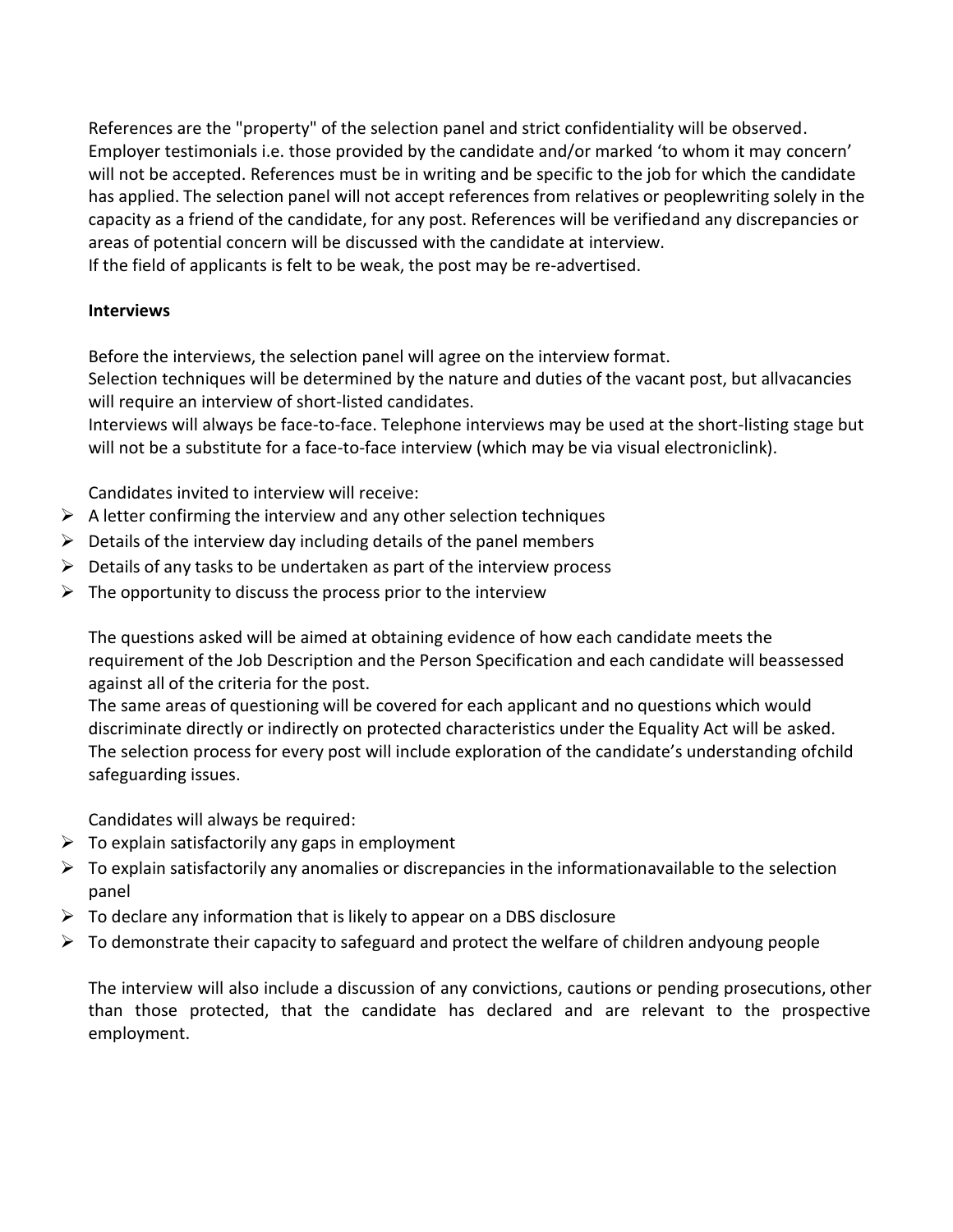References are the "property" of the selection panel and strict confidentiality will be observed. Employer testimonials i.e. those provided by the candidate and/or marked 'to whom it may concern' will not be accepted. References must be in writing and be specific to the job for which the candidate has applied. The selection panel will not accept references from relatives or peoplewriting solely in the capacity as a friend of the candidate, for any post. References will be verifiedand any discrepancies or areas of potential concern will be discussed with the candidate at interview.
If the field of applicants is felt to be weak, the post may be re-advertised.

**Interviews**

Before the interviews, the selection panel will agree on the interview format.
Selection techniques will be determined by the nature and duties of the vacant post, but allvacancies will require an interview of short-listed candidates.
Interviews will always be face-to-face. Telephone interviews may be used at the short-listing stage but will not be a substitute for a face-to-face interview (which may be via visual electroniclink).

Candidates invited to interview will receive:

- A letter confirming the interview and any other selection techniques
- Details of the interview day including details of the panel members
- Details of any tasks to be undertaken as part of the interview process
- The opportunity to discuss the process prior to the interview

The questions asked will be aimed at obtaining evidence of how each candidate meets the requirement of the Job Description and the Person Specification and each candidate will beassessed against all of the criteria for the post.
The same areas of questioning will be covered for each applicant and no questions which would discriminate directly or indirectly on protected characteristics under the Equality Act will be asked.
The selection process for every post will include exploration of the candidate's understanding ofchild safeguarding issues.

Candidates will always be required:

- To explain satisfactorily any gaps in employment
- To explain satisfactorily any anomalies or discrepancies in the informationavailable to the selection panel
- To declare any information that is likely to appear on a DBS disclosure
- To demonstrate their capacity to safeguard and protect the welfare of children andyoung people

The interview will also include a discussion of any convictions, cautions or pending prosecutions, other than those protected, that the candidate has declared and are relevant to the prospective employment.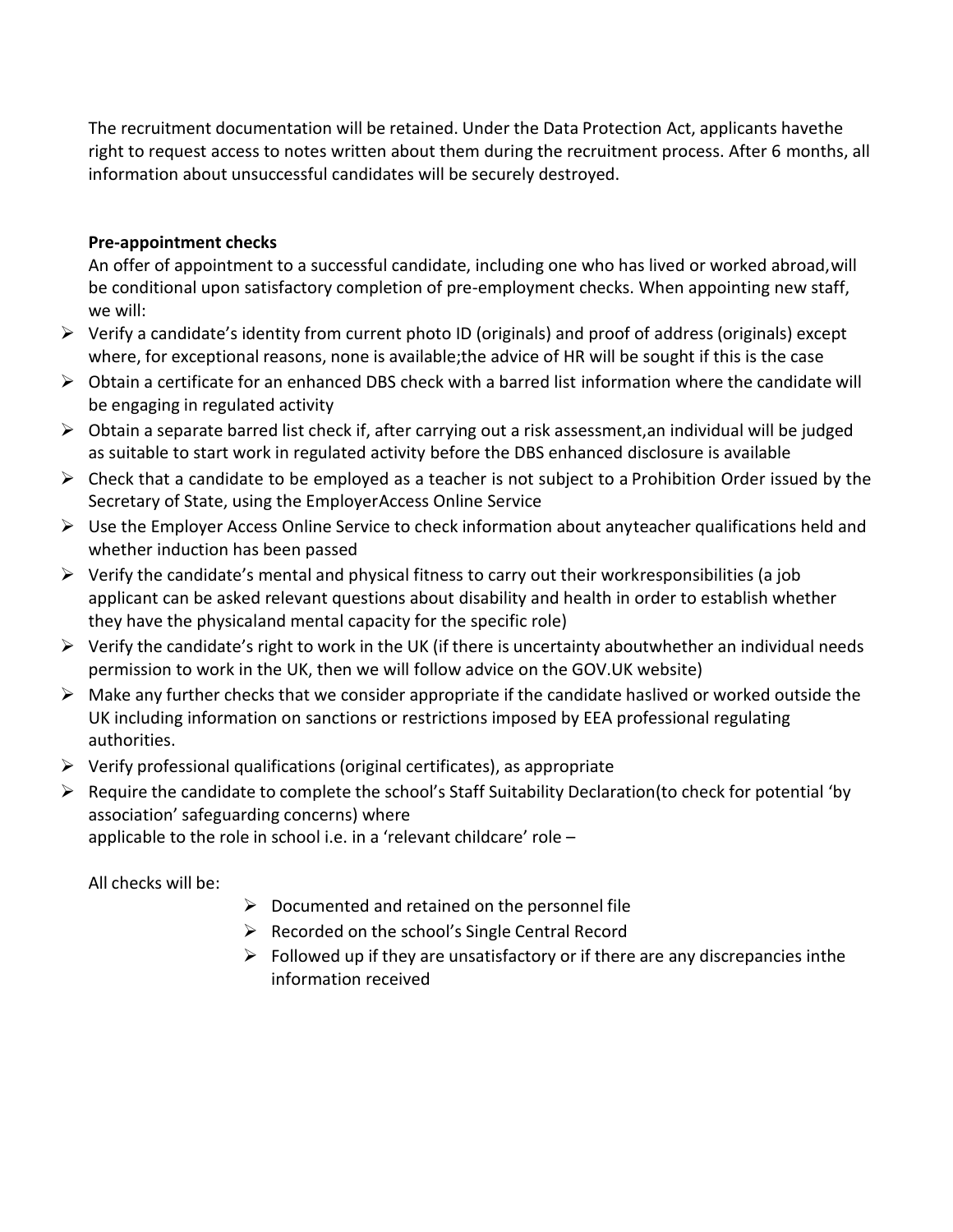The recruitment documentation will be retained. Under the Data Protection Act, applicants havethe right to request access to notes written about them during the recruitment process. After 6 months, all information about unsuccessful candidates will be securely destroyed.

**Pre-appointment checks**

An offer of appointment to a successful candidate, including one who has lived or worked abroad,will be conditional upon satisfactory completion of pre-employment checks. When appointing new staff, we will:

- Verify a candidate's identity from current photo ID (originals) and proof of address (originals) except where, for exceptional reasons, none is available;the advice of HR will be sought if this is the case
- Obtain a certificate for an enhanced DBS check with a barred list information where the candidate will be engaging in regulated activity
- Obtain a separate barred list check if, after carrying out a risk assessment,an individual will be judged as suitable to start work in regulated activity before the DBS enhanced disclosure is available
- Check that a candidate to be employed as a teacher is not subject to a Prohibition Order issued by the Secretary of State, using the EmployerAccess Online Service
- Use the Employer Access Online Service to check information about anyteacher qualifications held and whether induction has been passed
- Verify the candidate's mental and physical fitness to carry out their workresponsibilities (a job applicant can be asked relevant questions about disability and health in order to establish whether they have the physicaland mental capacity for the specific role)
- Verify the candidate's right to work in the UK (if there is uncertainty aboutwhether an individual needs permission to work in the UK, then we will follow advice on the GOV.UK website)
- Make any further checks that we consider appropriate if the candidate haslived or worked outside the UK including information on sanctions or restrictions imposed by EEA professional regulating authorities.
- Verify professional qualifications (original certificates), as appropriate
- Require the candidate to complete the school's Staff Suitability Declaration(to check for potential 'by association' safeguarding concerns) where applicable to the role in school i.e. in a 'relevant childcare' role –

All checks will be:

- Documented and retained on the personnel file
- Recorded on the school's Single Central Record
- Followed up if they are unsatisfactory or if there are any discrepancies inthe information received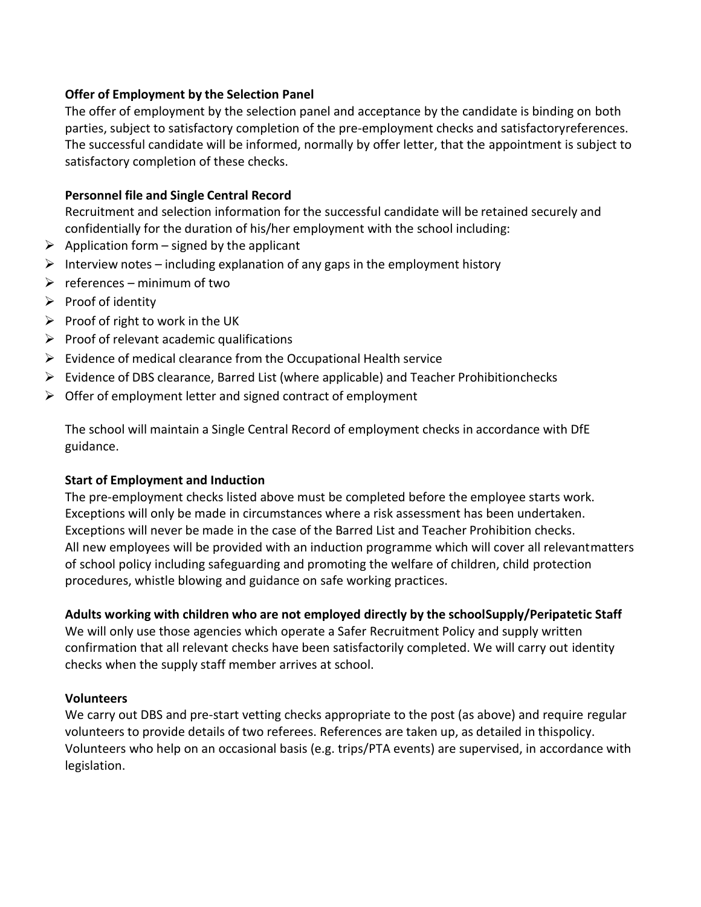**Offer of Employment by the Selection Panel**

The offer of employment by the selection panel and acceptance by the candidate is binding on both parties, subject to satisfactory completion of the pre-employment checks and satisfactoryreferences. The successful candidate will be informed, normally by offer letter, that the appointment is subject to satisfactory completion of these checks.

**Personnel file and Single Central Record**

Recruitment and selection information for the successful candidate will be retained securely and confidentially for the duration of his/her employment with the school including:

- Application form – signed by the applicant
- Interview notes – including explanation of any gaps in the employment history
- references – minimum of two
- Proof of identity
- Proof of right to work in the UK
- Proof of relevant academic qualifications
- Evidence of medical clearance from the Occupational Health service
- Evidence of DBS clearance, Barred List (where applicable) and Teacher Prohibitionchecks
- Offer of employment letter and signed contract of employment

The school will maintain a Single Central Record of employment checks in accordance with DfE guidance.

**Start of Employment and Induction**

The pre-employment checks listed above must be completed before the employee starts work. Exceptions will only be made in circumstances where a risk assessment has been undertaken. Exceptions will never be made in the case of the Barred List and Teacher Prohibition checks. All new employees will be provided with an induction programme which will cover all relevantmatters of school policy including safeguarding and promoting the welfare of children, child protection procedures, whistle blowing and guidance on safe working practices.

**Adults working with children who are not employed directly by the schoolSupply/Peripatetic Staff**

We will only use those agencies which operate a Safer Recruitment Policy and supply written confirmation that all relevant checks have been satisfactorily completed. We will carry out identity checks when the supply staff member arrives at school.

**Volunteers**

We carry out DBS and pre-start vetting checks appropriate to the post (as above) and require regular volunteers to provide details of two referees. References are taken up, as detailed in thispolicy. Volunteers who help on an occasional basis (e.g. trips/PTA events) are supervised, in accordance with legislation.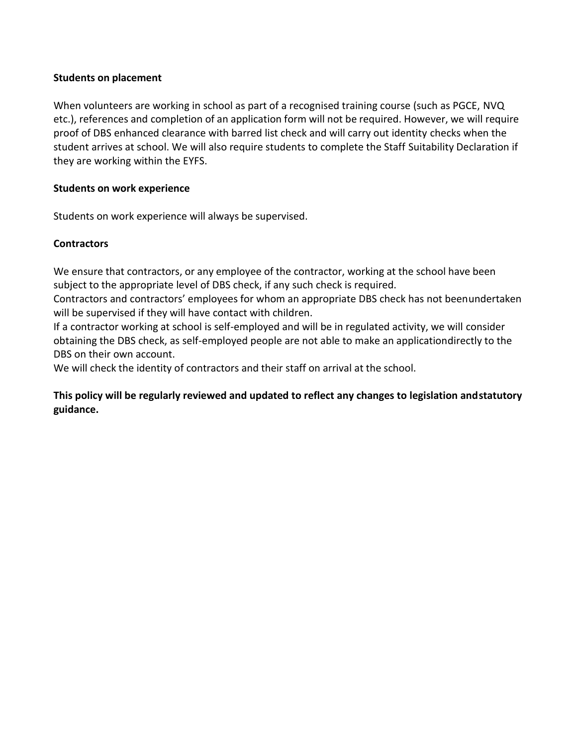**Students on placement**

When volunteers are working in school as part of a recognised training course (such as PGCE, NVQ etc.), references and completion of an application form will not be required. However, we will require proof of DBS enhanced clearance with barred list check and will carry out identity checks when the student arrives at school. We will also require students to complete the Staff Suitability Declaration if they are working within the EYFS.

**Students on work experience**

Students on work experience will always be supervised.

**Contractors**

We ensure that contractors, or any employee of the contractor, working at the school have been subject to the appropriate level of DBS check, if any such check is required.
Contractors and contractors' employees for whom an appropriate DBS check has not beenundertaken will be supervised if they will have contact with children.
If a contractor working at school is self-employed and will be in regulated activity, we will consider obtaining the DBS check, as self-employed people are not able to make an applicationdirectly to the DBS on their own account.
We will check the identity of contractors and their staff on arrival at the school.

**This policy will be regularly reviewed and updated to reflect any changes to legislation andstatutory guidance.**